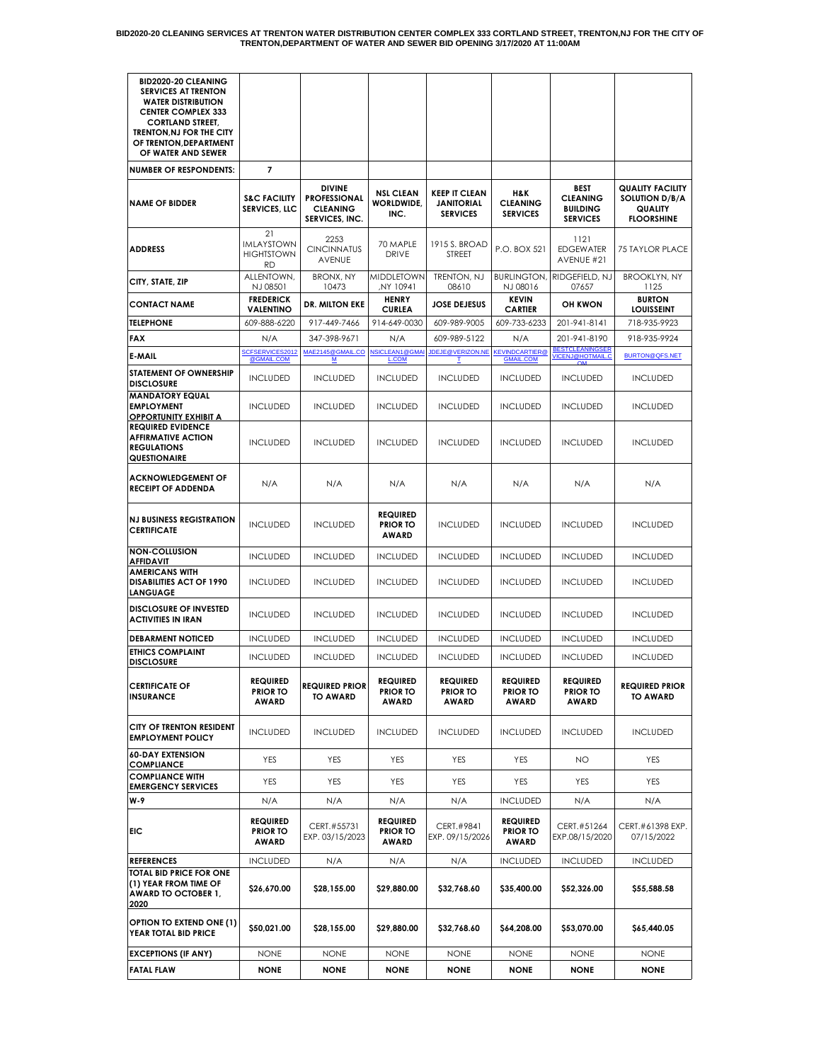**BID2020-20 CLEANING SERVICES AT TRENTON WATER DISTRIBUTION CENTER COMPLEX 333 CORTLAND STREET, TRENTON,NJ FOR THE CITY OF TRENTON,DEPARTMENT OF WATER AND SEWER BID OPENING 3/17/2020 AT 11:00AM**

| BID2020-20 CLEANING SERVICES AT TRENTON WATER DISTRIBUTION CENTER COMPLEX 333 CORTLAND STREET, TRENTON,NJ FOR THE CITY OF TRENTON,DEPARTMENT OF WATER AND SEWER | | | | | | | |
|---|---|---|---|---|---|---|---|
| **NUMBER OF RESPONDENTS:** | 7 | | | | | | |
| **NAME OF BIDDER** | **S&C FACILITY SERVICES, LLC** | **DIVINE PROFESSIONAL CLEANING SERVICES, INC.** | **NSL CLEAN WORLDWIDE, INC.** | **KEEP IT CLEAN JANITORIAL SERVICES** | **H&K CLEANING SERVICES** | **BEST CLEANING BUILDING SERVICES** | **QUALITY FACILITY SOLUTION D/B/A QUALITY FLOORSHINE** |
| **ADDRESS** | 21 IMLAYSTOWN HIGHTSTOWN RD | 2253 CINCINNATUS AVENUE | 70 MAPLE DRIVE | 1915 S. BROAD STREET | P.O. BOX 521 | 1121 EDGEWATER AVENUE #21 | 75 TAYLOR PLACE |
| **CITY, STATE, ZIP** | ALLENTOWN, NJ 08501 | BRONX, NY 10473 | MIDDLETOWN ,NY 10941 | TRENTON, NJ 08610 | BURLINGTON, NJ 08016 | RIDGEFIELD, NJ 07657 | BROOKLYN, NY 1125 |
| **CONTACT NAME** | **FREDERICK VALENTINO** | **DR. MILTON EKE** | **HENRY CURLEA** | **JOSE DEJESUS** | **KEVIN CARTIER** | **OH KWON** | **BURTON LOUISSEINT** |
| **TELEPHONE** | 609-888-6220 | 917-449-7466 | 914-649-0030 | 609-989-9005 | 609-733-6233 | 201-941-8141 | 718-935-9923 |
| **FAX** | N/A | 347-398-9671 | N/A | 609-989-5122 | N/A | 201-941-8190 | 918-935-9924 |
| **E-MAIL** | SCFSERVICES2012@GMAIL.COM | MAE2145@GMAIL.COM | NSICLEAN1@GMAIL.COM | JDEJE@VERIZON.NET | KEVINDCARTIER@GMAIL.COM | BESTCLEANINGSERVICENJ@HOTMAIL.COM | BURTON@QFS.NET |
| **STATEMENT OF OWNERSHIP DISCLOSURE** | INCLUDED | INCLUDED | INCLUDED | INCLUDED | INCLUDED | INCLUDED | INCLUDED |
| **MANDATORY EQUAL EMPLOYMENT OPPORTUNITY EXHIBIT A** | INCLUDED | INCLUDED | INCLUDED | INCLUDED | INCLUDED | INCLUDED | INCLUDED |
| **REQUIRED EVIDENCE AFFIRMATIVE ACTION REGULATIONS QUESTIONAIRE** | INCLUDED | INCLUDED | INCLUDED | INCLUDED | INCLUDED | INCLUDED | INCLUDED |
| **ACKNOWLEDGEMENT OF RECEIPT OF ADDENDA** | N/A | N/A | N/A | N/A | N/A | N/A | N/A |
| **NJ BUSINESS REGISTRATION CERTIFICATE** | INCLUDED | INCLUDED | **REQUIRED PRIOR TO AWARD** | INCLUDED | INCLUDED | INCLUDED | INCLUDED |
| **NON-COLLUSION AFFIDAVIT** | INCLUDED | INCLUDED | INCLUDED | INCLUDED | INCLUDED | INCLUDED | INCLUDED |
| **AMERICANS WITH DISABILITIES ACT OF 1990 LANGUAGE** | INCLUDED | INCLUDED | INCLUDED | INCLUDED | INCLUDED | INCLUDED | INCLUDED |
| **DISCLOSURE OF INVESTED ACTIVITIES IN IRAN** | INCLUDED | INCLUDED | INCLUDED | INCLUDED | INCLUDED | INCLUDED | INCLUDED |
| **DEBARMENT NOTICED** | INCLUDED | INCLUDED | INCLUDED | INCLUDED | INCLUDED | INCLUDED | INCLUDED |
| **ETHICS COMPLAINT DISCLOSURE** | INCLUDED | INCLUDED | INCLUDED | INCLUDED | INCLUDED | INCLUDED | INCLUDED |
| **CERTIFICATE OF INSURANCE** | **REQUIRED PRIOR TO AWARD** | **REQUIRED PRIOR TO AWARD** | **REQUIRED PRIOR TO AWARD** | **REQUIRED PRIOR TO AWARD** | **REQUIRED PRIOR TO AWARD** | **REQUIRED PRIOR TO AWARD** | **REQUIRED PRIOR TO AWARD** |
| **CITY OF TRENTON RESIDENT EMPLOYMENT POLICY** | INCLUDED | INCLUDED | INCLUDED | INCLUDED | INCLUDED | INCLUDED | INCLUDED |
| **60-DAY EXTENSION COMPLIANCE** | YES | YES | YES | YES | YES | NO | YES |
| **COMPLIANCE WITH EMERGENCY SERVICES** | YES | YES | YES | YES | YES | YES | YES |
| **W-9** | N/A | N/A | N/A | N/A | INCLUDED | N/A | N/A |
| **EIC** | **REQUIRED PRIOR TO AWARD** | CERT.#55731 EXP. 03/15/2023 | **REQUIRED PRIOR TO AWARD** | CERT.#9841 EXP. 09/15/2026 | **REQUIRED PRIOR TO AWARD** | CERT.#51264 EXP.08/15/2020 | CERT.#61398 EXP. 07/15/2022 |
| **REFERENCES** | INCLUDED | N/A | N/A | N/A | INCLUDED | INCLUDED | INCLUDED |
| **TOTAL BID PRICE FOR ONE (1) YEAR FROM TIME OF AWARD TO OCTOBER 1, 2020** | **$26,670.00** | **$28,155.00** | **$29,880.00** | **$32,768.60** | **$35,400.00** | **$52,326.00** | **$55,588.58** |
| **OPTION TO EXTEND ONE (1) YEAR TOTAL BID PRICE** | **$50,021.00** | **$28,155.00** | **$29,880.00** | **$32,768.60** | **$64,208.00** | **$53,070.00** | **$65,440.05** |
| **EXCEPTIONS (IF ANY)** | NONE | NONE | NONE | NONE | NONE | NONE | NONE |
| **FATAL FLAW** | **NONE** | **NONE** | **NONE** | **NONE** | **NONE** | **NONE** | **NONE** |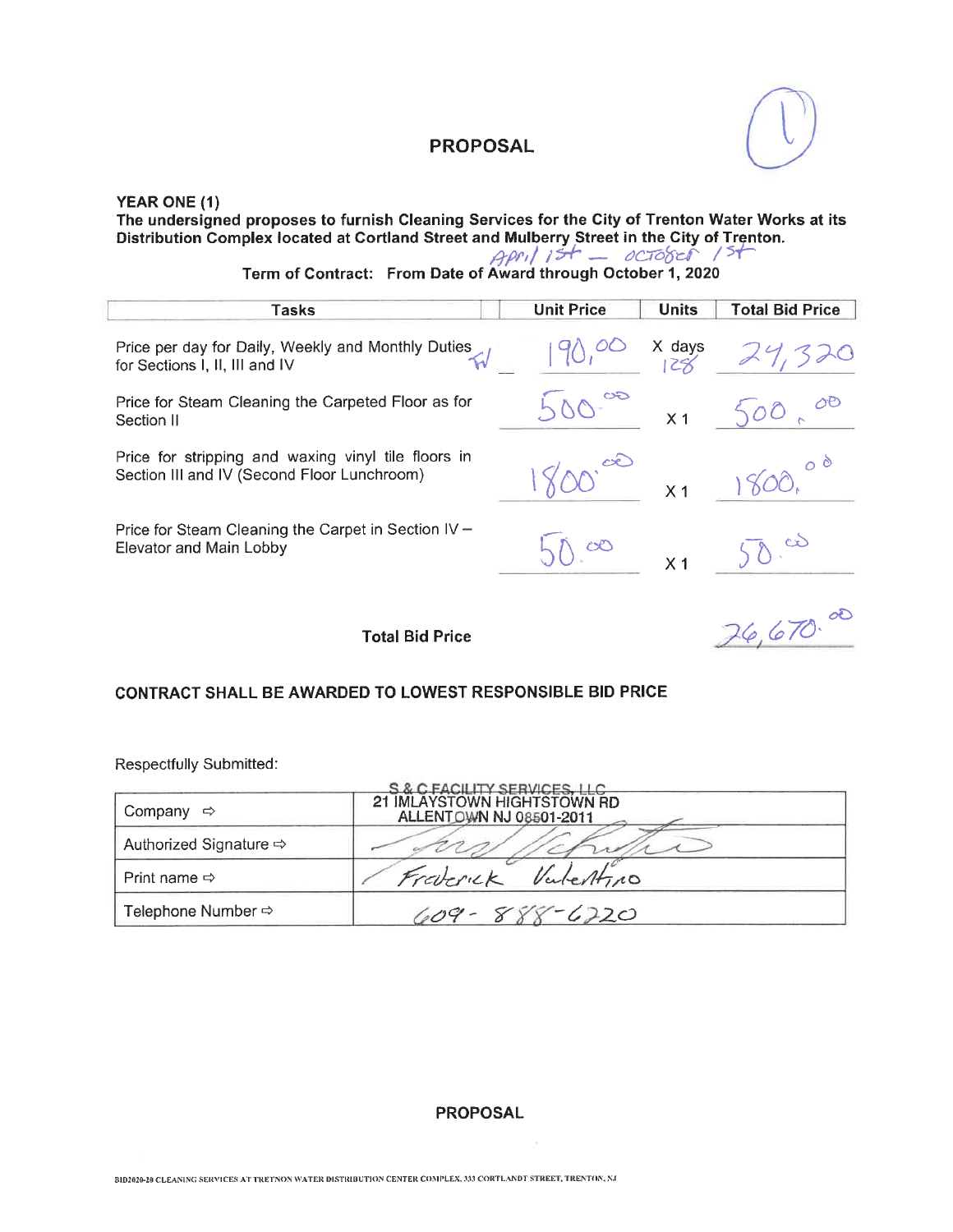# PROPOSAL

(1)

**YEAR ONE (1)**

**The undersigned proposes to furnish Cleaning Services for the City of Trenton Water Works at its Distribution Complex located at Cortland Street and Mulberry Street in the City of Trenton.**

*April 1st — October 1st*

**Term of Contract: From Date of Award through October 1, 2020**

| Tasks | Unit Price | Units | Total Bid Price |
|---|---|---|---|
| Price per day for Daily, Weekly and Monthly Duties for Sections I, II, III and IV | 190.00 | X days 128 | 24,320 |
| Price for Steam Cleaning the Carpeted Floor as for Section II | 500.00 | X 1 | 500.00 |
| Price for stripping and waxing vinyl tile floors in Section III and IV (Second Floor Lunchroom) | 1800.00 | X 1 | 1800.00 |
| Price for Steam Cleaning the Carpet in Section IV – Elevator and Main Lobby | 50.00 | X 1 | 50.00 |
| **Total Bid Price** | | | 26,670.00 |

**CONTRACT SHALL BE AWARDED TO LOWEST RESPONSIBLE BID PRICE**

Respectfully Submitted:

| | |
|---|---|
| Company ⇨ | S & C FACILITY SERVICES, LLC 21 IMLAYSTOWN HIGHTSTOWN RD ALLENTOWN NJ 08501-2011 |
| Authorized Signature ⇨ | *(signature)* |
| Print name ⇨ | Frederick Valentino |
| Telephone Number ⇨ | 609-888-6220 |

**PROPOSAL**

BID2020-20 CLEANING SERVICES AT TRETNON WATER DISTRIBUTION CENTER COMPLEX, 333 CORTLANDT STREET, TRENTON, NJ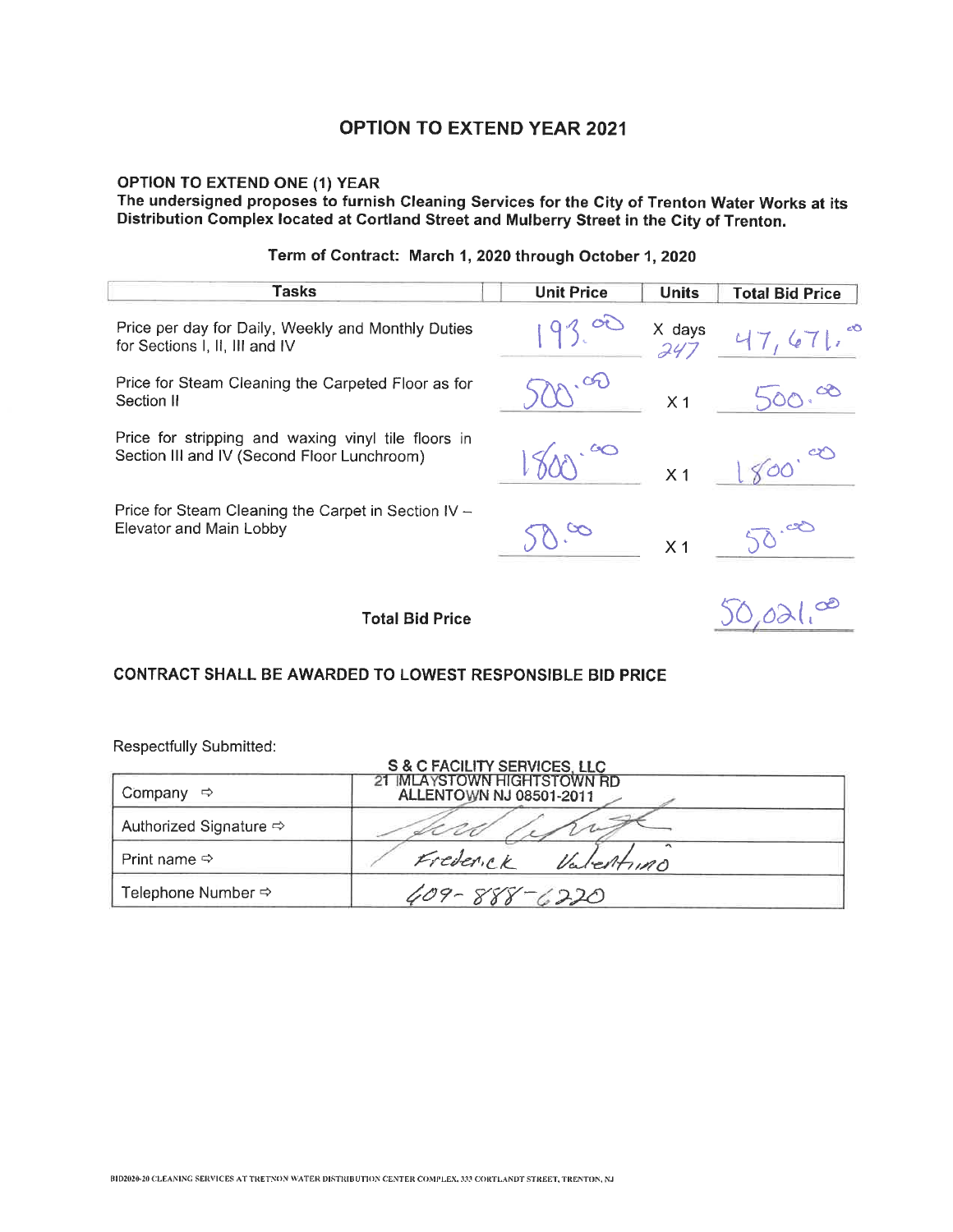## OPTION TO EXTEND YEAR 2021

**OPTION TO EXTEND ONE (1) YEAR**

**The undersigned proposes to furnish Cleaning Services for the City of Trenton Water Works at its Distribution Complex located at Cortland Street and Mulberry Street in the City of Trenton.**

**Term of Contract: March 1, 2020 through October 1, 2020**

| Tasks | Unit Price | Units | Total Bid Price |
|---|---|---|---|
| Price per day for Daily, Weekly and Monthly Duties for Sections I, II, III and IV | 193.00 | X days 247 | 47,671.00 |
| Price for Steam Cleaning the Carpeted Floor as for Section II | 500.00 | X 1 | 500.00 |
| Price for stripping and waxing vinyl tile floors in Section III and IV (Second Floor Lunchroom) | 1800.00 | X 1 | 1800.00 |
| Price for Steam Cleaning the Carpet in Section IV – Elevator and Main Lobby | 50.00 | X 1 | 50.00 |
| **Total Bid Price** | | | 50,021.00 |

**CONTRACT SHALL BE AWARDED TO LOWEST RESPONSIBLE BID PRICE**

Respectfully Submitted:

| | |
|---|---|
| Company ⇨ | S & C FACILITY SERVICES, LLC 21 IMLAYSTOWN HIGHTSTOWN RD ALLENTOWN NJ 08501-2011 |
| Authorized Signature ⇨ | (signature) |
| Print name ⇨ | Frederick Valentino |
| Telephone Number ⇨ | 609-888-6220 |

BID2020-20 CLEANING SERVICES AT TRETNON WATER DISTRIBUTION CENTER COMPLEX, 333 CORTLANDT STREET, TRENTON, NJ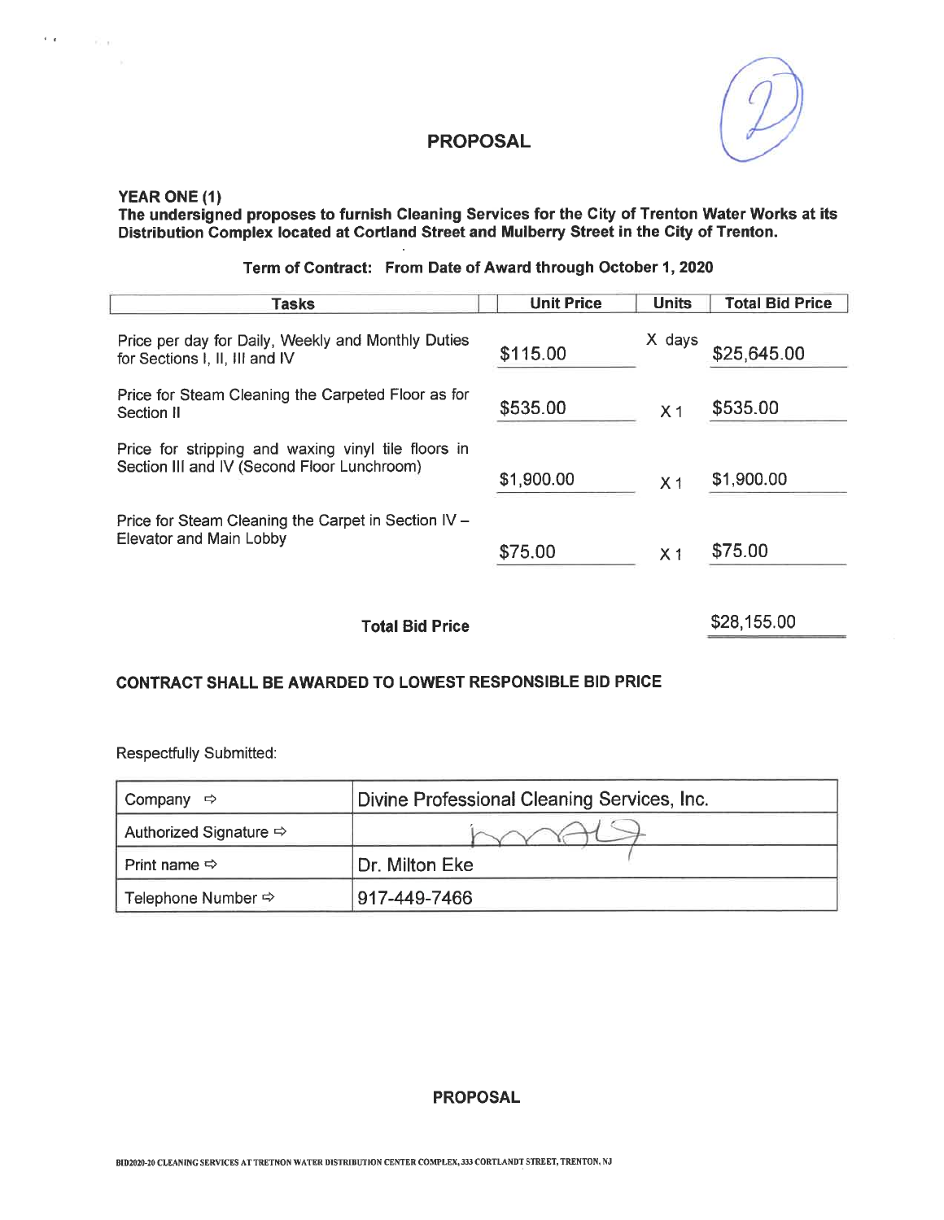## PROPOSAL

**YEAR ONE (1)**
**The undersigned proposes to furnish Cleaning Services for the City of Trenton Water Works at its Distribution Complex located at Cortland Street and Mulberry Street in the City of Trenton.**

**Term of Contract: From Date of Award through October 1, 2020**

| Tasks | Unit Price | Units | Total Bid Price |
|---|---|---|---|
| Price per day for Daily, Weekly and Monthly Duties for Sections I, II, III and IV | $115.00 | X days | $25,645.00 |
| Price for Steam Cleaning the Carpeted Floor as for Section II | $535.00 | X 1 | $535.00 |
| Price for stripping and waxing vinyl tile floors in Section III and IV (Second Floor Lunchroom) | $1,900.00 | X 1 | $1,900.00 |
| Price for Steam Cleaning the Carpet in Section IV – Elevator and Main Lobby | $75.00 | X 1 | $75.00 |
| **Total Bid Price** | | | $28,155.00 |

**CONTRACT SHALL BE AWARDED TO LOWEST RESPONSIBLE BID PRICE**

Respectfully Submitted:

| | |
|---|---|
| Company ⇨ | Divine Professional Cleaning Services, Inc. |
| Authorized Signature ⇨ | (signature) |
| Print name ⇨ | Dr. Milton Eke |
| Telephone Number ⇨ | 917-449-7466 |

**PROPOSAL**

BID2020-20 CLEANING SERVICES AT TRETNON WATER DISTRIBUTION CENTER COMPLEX, 333 CORTLANDT STREET, TRENTON, NJ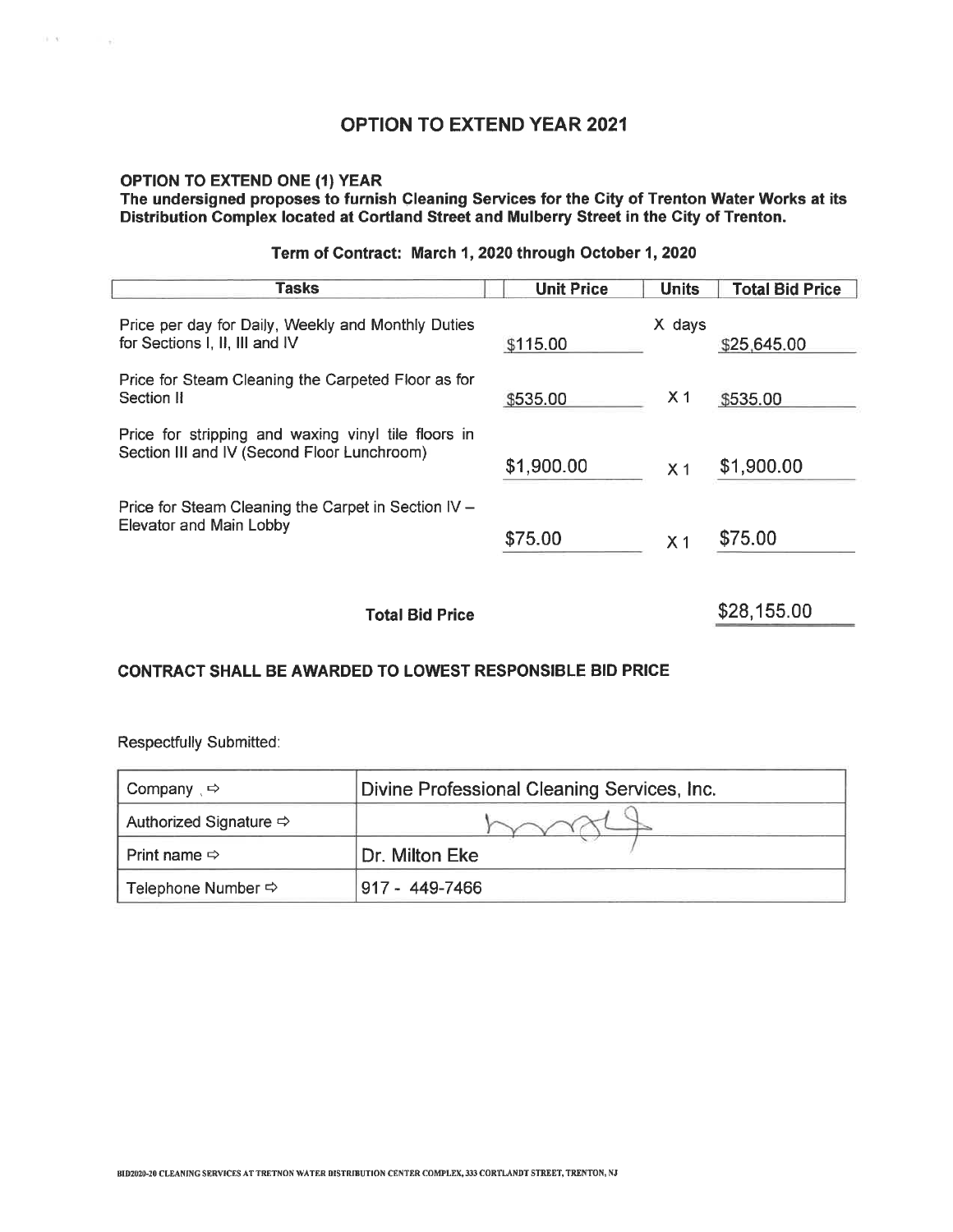# OPTION TO EXTEND YEAR 2021

**OPTION TO EXTEND ONE (1) YEAR**

**The undersigned proposes to furnish Cleaning Services for the City of Trenton Water Works at its Distribution Complex located at Cortland Street and Mulberry Street in the City of Trenton.**

**Term of Contract: March 1, 2020 through October 1, 2020**

| Tasks | Unit Price | Units | Total Bid Price |
|---|---|---|---|
| Price per day for Daily, Weekly and Monthly Duties for Sections I, II, III and IV | $115.00 | X days | $25,645.00 |
| Price for Steam Cleaning the Carpeted Floor as for Section II | $535.00 | X 1 | $535.00 |
| Price for stripping and waxing vinyl tile floors in Section III and IV (Second Floor Lunchroom) | $1,900.00 | X 1 | $1,900.00 |
| Price for Steam Cleaning the Carpet in Section IV – Elevator and Main Lobby | $75.00 | X 1 | $75.00 |
| **Total Bid Price** | | | $28,155.00 |

**CONTRACT SHALL BE AWARDED TO LOWEST RESPONSIBLE BID PRICE**

Respectfully Submitted:

| | |
|---|---|
| Company ⇨ | Divine Professional Cleaning Services, Inc. |
| Authorized Signature ⇨ | [signature] |
| Print name ⇨ | Dr. Milton Eke |
| Telephone Number ⇨ | 917 - 449-7466 |

BID2020-20 CLEANING SERVICES AT TRETNON WATER DISTRIBUTION CENTER COMPLEX, 333 CORTLANDT STREET, TRENTON, NJ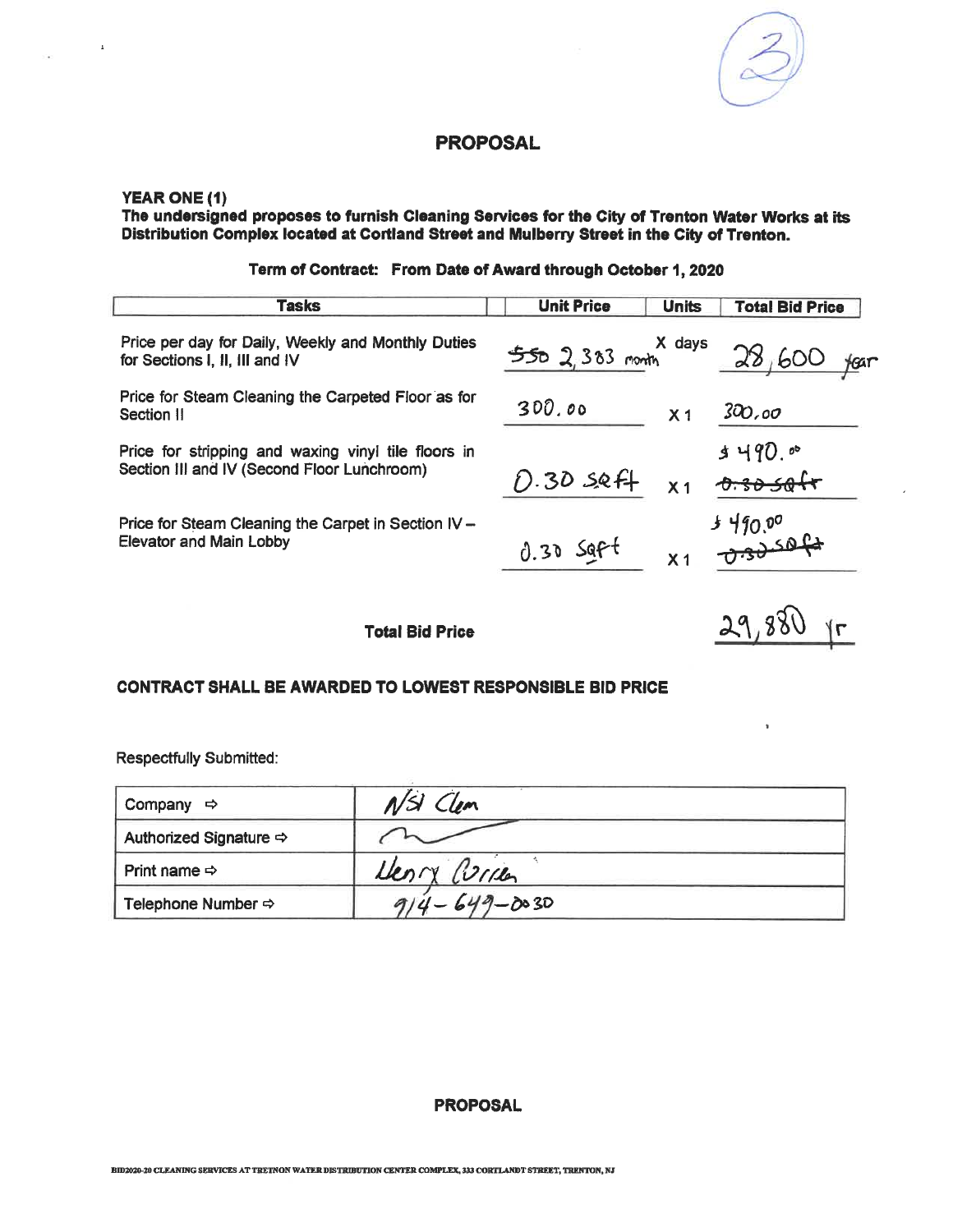(3)

# PROPOSAL

**YEAR ONE (1)**

**The undersigned proposes to furnish Cleaning Services for the City of Trenton Water Works at its Distribution Complex located at Cortland Street and Mulberry Street in the City of Trenton.**

**Term of Contract: From Date of Award through October 1, 2020**

| Tasks | Unit Price | Units | Total Bid Price |
|---|---|---|---|
| Price per day for Daily, Weekly and Monthly Duties for Sections I, II, III and IV | ~~550~~ 2,383 month | X days | 28,600 year |
| Price for Steam Cleaning the Carpeted Floor as for Section II | 300.00 | X 1 | 300.00 |
| Price for stripping and waxing vinyl tile floors in Section III and IV (Second Floor Lunchroom) | 0.30 sqft | X 1 | $490.00 ~~0.30 sqft~~ |
| Price for Steam Cleaning the Carpet in Section IV – Elevator and Main Lobby | 0.30 sqft | X 1 | $490.00 ~~0.30 sqft~~ |
| **Total Bid Price** | | | 29,880 yr |

**CONTRACT SHALL BE AWARDED TO LOWEST RESPONSIBLE BID PRICE**

Respectfully Submitted:

| | |
|---|---|
| Company ⇨ | NSI Clean |
| Authorized Signature ⇨ | (signature) |
| Print name ⇨ | Henry Curren |
| Telephone Number ⇨ | 914-649-0030 |

**PROPOSAL**

BID2020-20 CLEANING SERVICES AT TRETNON WATER DISTRIBUTION CENTER COMPLEX, 333 CORTLANDT STREET, TRENTON, NJ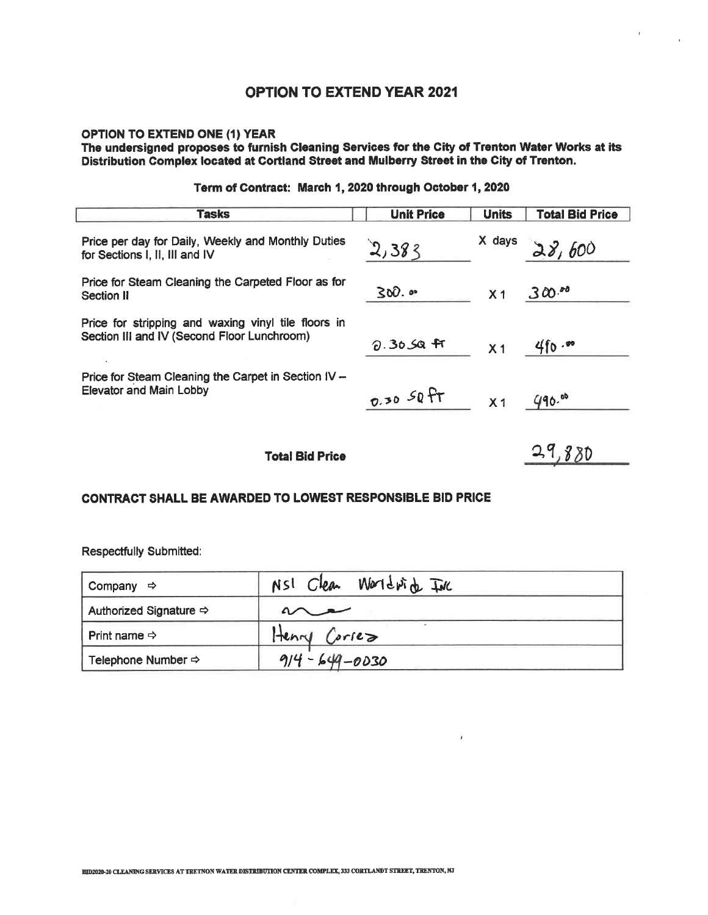# OPTION TO EXTEND YEAR 2021

**OPTION TO EXTEND ONE (1) YEAR**

**The undersigned proposes to furnish Cleaning Services for the City of Trenton Water Works at its Distribution Complex located at Cortland Street and Mulberry Street in the City of Trenton.**

**Term of Contract: March 1, 2020 through October 1, 2020**

| Tasks | Unit Price | Units | Total Bid Price |
|---|---|---|---|
| Price per day for Daily, Weekly and Monthly Duties for Sections I, II, III and IV | 2,383 | X days | 28,600 |
| Price for Steam Cleaning the Carpeted Floor as for Section II | 300.00 | X 1 | 300.00 |
| Price for stripping and waxing vinyl tile floors in Section III and IV (Second Floor Lunchroom) | 0.30 SQ FT | X 1 | 490.00 |
| Price for Steam Cleaning the Carpet in Section IV – Elevator and Main Lobby | 0.30 SQ FT | X 1 | 490.00 |
| **Total Bid Price** | | | 29,880 |

**CONTRACT SHALL BE AWARDED TO LOWEST RESPONSIBLE BID PRICE**

Respectfully Submitted:

| | |
|---|---|
| Company ⇨ | NSI Clean Worldwide Inc |
| Authorized Signature ⇨ | [signature] |
| Print name ⇨ | Henry Cortes |
| Telephone Number ⇨ | 914-649-0030 |

BID2020-20 CLEANING SERVICES AT TRETNON WATER DISTRIBUTION CENTER COMPLEX, 333 CORTLANDT STREET, TRENTON, NJ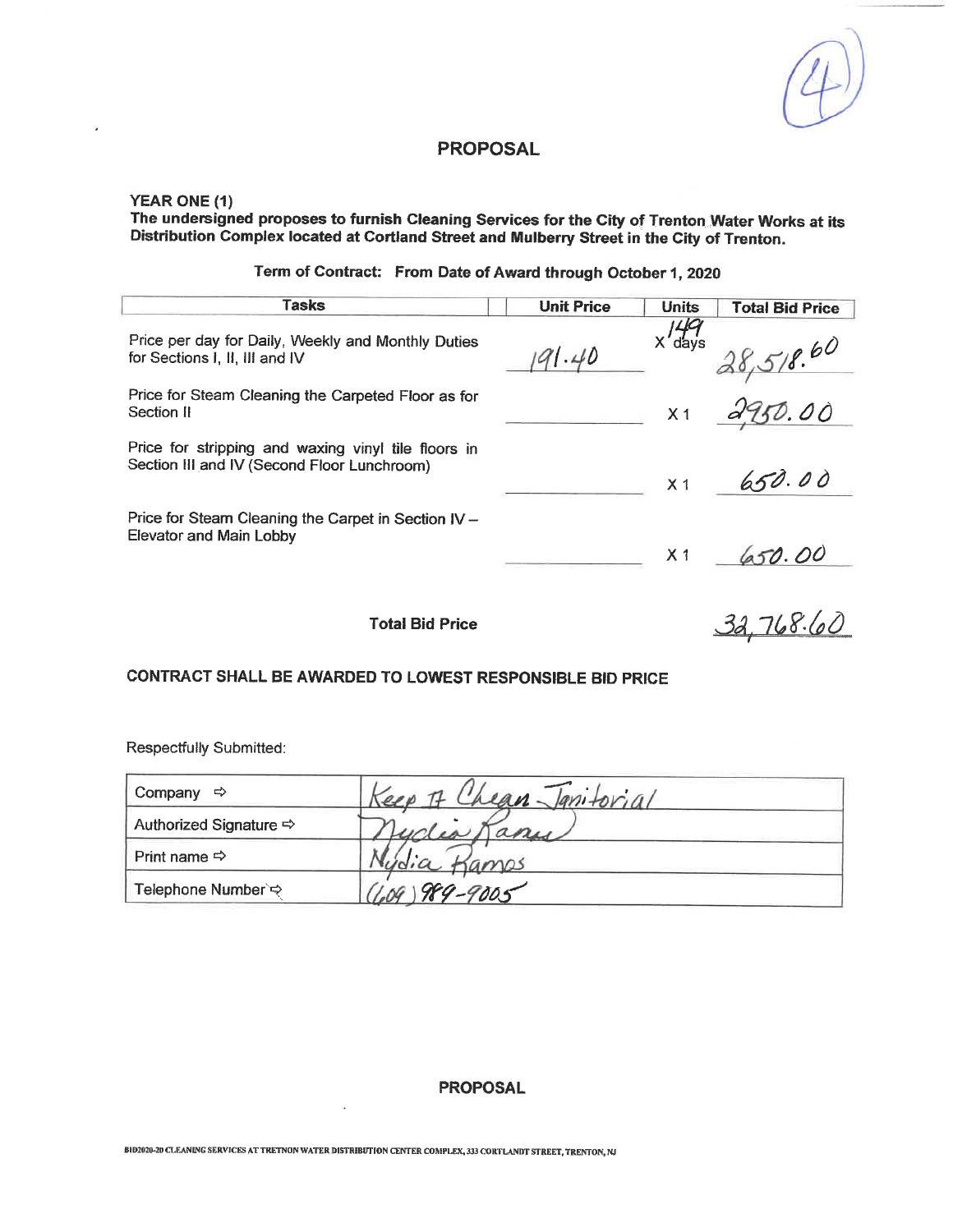(4)

# PROPOSAL

**YEAR ONE (1)**
**The undersigned proposes to furnish Cleaning Services for the City of Trenton Water Works at its Distribution Complex located at Cortland Street and Mulberry Street in the City of Trenton.**

**Term of Contract: From Date of Award through October 1, 2020**

| Tasks | Unit Price | Units | Total Bid Price |
|---|---|---|---|
| Price per day for Daily, Weekly and Monthly Duties for Sections I, II, III and IV | 191.40 | X 149 days | 28,518.60 |
| Price for Steam Cleaning the Carpeted Floor as for Section II | | X 1 | 2950.00 |
| Price for stripping and waxing vinyl tile floors in Section III and IV (Second Floor Lunchroom) | | X 1 | 650.00 |
| Price for Steam Cleaning the Carpet in Section IV – Elevator and Main Lobby | | X 1 | 650.00 |
| **Total Bid Price** | | | 32,768.60 |

**CONTRACT SHALL BE AWARDED TO LOWEST RESPONSIBLE BID PRICE**

Respectfully Submitted:

| | |
|---|---|
| Company ⇨ | Keep It Clean Janitorial |
| Authorized Signature ⇨ | Nydia Ramos |
| Print name ⇨ | Nydia Ramos |
| Telephone Number ⇨ | (609) 989-9005 |

**PROPOSAL**

BID2020-20 CLEANING SERVICES AT TRETNON WATER DISTRIBUTION CENTER COMPLEX, 333 CORTLANDT STREET, TRENTON, NJ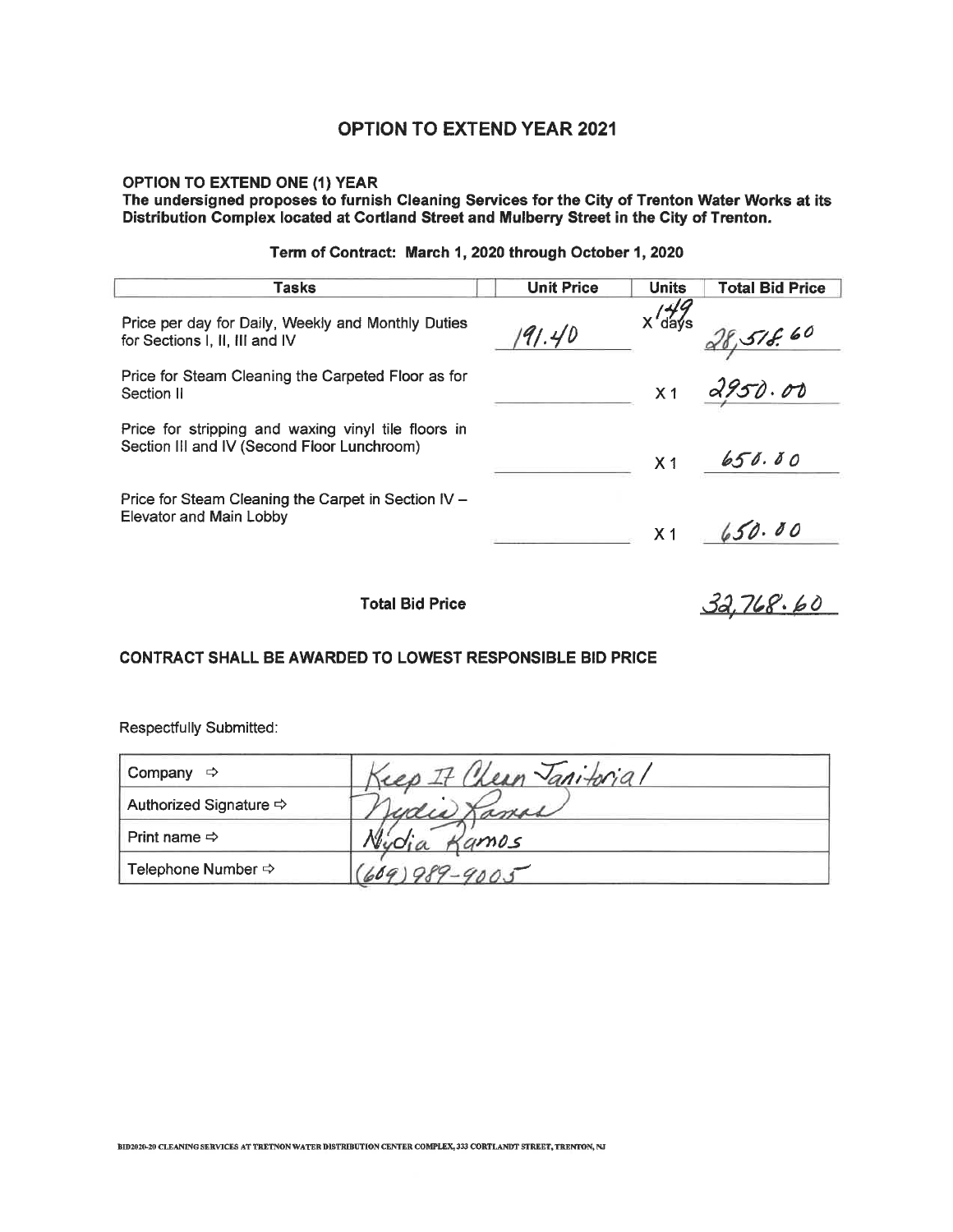# OPTION TO EXTEND YEAR 2021

**OPTION TO EXTEND ONE (1) YEAR**

**The undersigned proposes to furnish Cleaning Services for the City of Trenton Water Works at its Distribution Complex located at Cortland Street and Mulberry Street in the City of Trenton.**

**Term of Contract: March 1, 2020 through October 1, 2020**

| Tasks | Unit Price | Units | Total Bid Price |
|---|---|---|---|
| Price per day for Daily, Weekly and Monthly Duties for Sections I, II, III and IV | 191.40 | X 149 days | 28,518.60 |
| Price for Steam Cleaning the Carpeted Floor as for Section II | | X 1 | 2950.00 |
| Price for stripping and waxing vinyl tile floors in Section III and IV (Second Floor Lunchroom) | | X 1 | 650.00 |
| Price for Steam Cleaning the Carpet in Section IV – Elevator and Main Lobby | | X 1 | 650.00 |

**Total Bid Price** 32,768.60

**CONTRACT SHALL BE AWARDED TO LOWEST RESPONSIBLE BID PRICE**

Respectfully Submitted:

| | |
|---|---|
| Company ⇨ | Keep It Clean Janitorial |
| Authorized Signature ⇨ | Nydia Ramos |
| Print name ⇨ | Nydia Ramos |
| Telephone Number ⇨ | (609) 989-9005 |

BID2020-20 CLEANING SERVICES AT TRETNON WATER DISTRIBUTION CENTER COMPLEX, 333 CORTLANDT STREET, TRENTON, NJ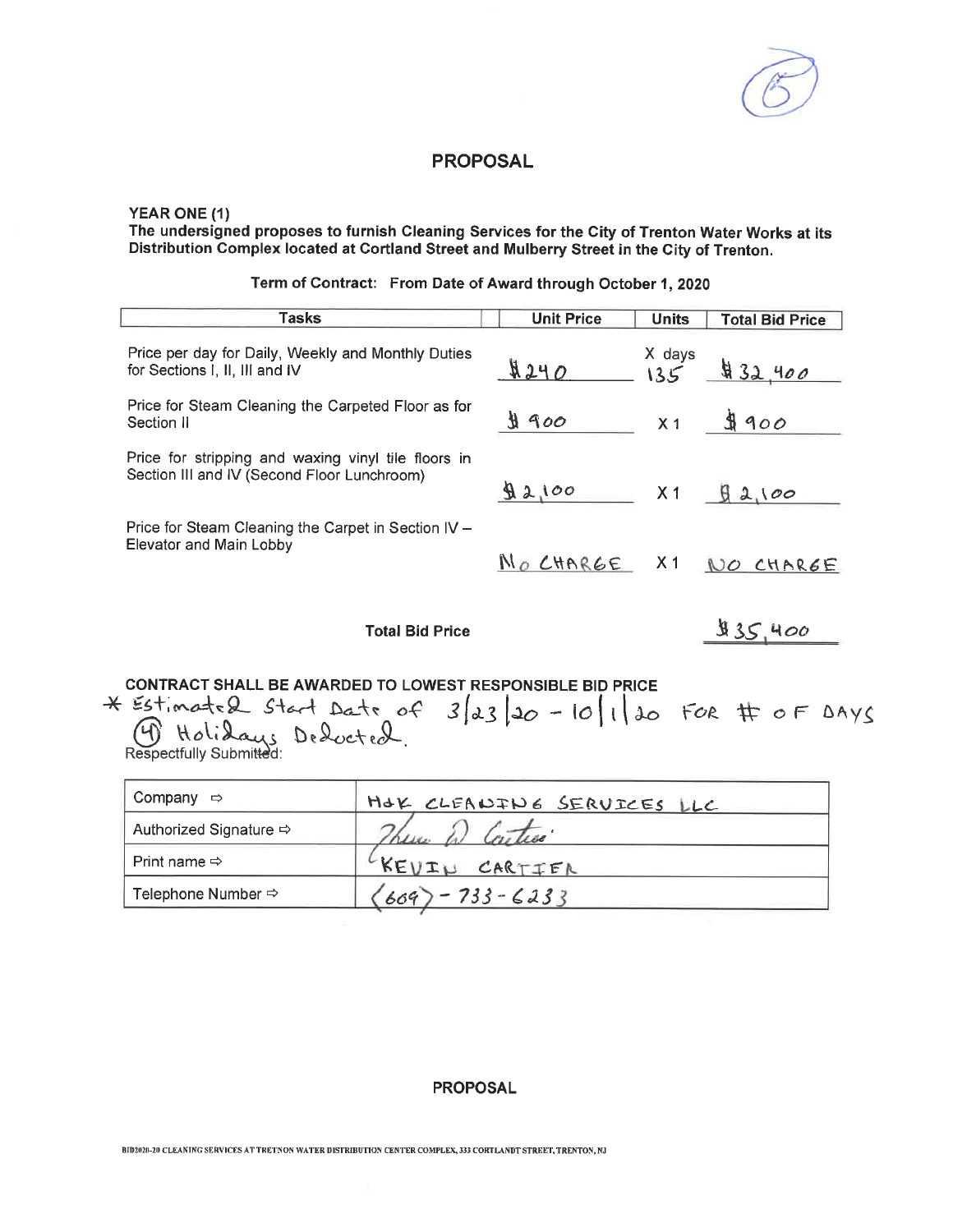(6)

# PROPOSAL

**YEAR ONE (1)**
**The undersigned proposes to furnish Cleaning Services for the City of Trenton Water Works at its Distribution Complex located at Cortland Street and Mulberry Street in the City of Trenton.**

**Term of Contract: From Date of Award through October 1, 2020**

| Tasks | Unit Price | Units | Total Bid Price |
|---|---|---|---|
| Price per day for Daily, Weekly and Monthly Duties for Sections I, II, III and IV | $240 | X days 135 | $32,400 |
| Price for Steam Cleaning the Carpeted Floor as for Section II | $900 | X 1 | $900 |
| Price for stripping and waxing vinyl tile floors in Section III and IV (Second Floor Lunchroom) | $2,100 | X 1 | $2,100 |
| Price for Steam Cleaning the Carpet in Section IV – Elevator and Main Lobby | NO CHARGE | X 1 | NO CHARGE |
| **Total Bid Price** | | | $35,400 |

**CONTRACT SHALL BE AWARDED TO LOWEST RESPONSIBLE BID PRICE**

* Estimated Start Date of 3/23/20 – 10/1/20 FOR # OF DAYS (4) Holidays Deducted.

Respectfully Submitted:

| | |
|---|---|
| Company ⇨ | H&K CLEANING SERVICES LLC |
| Authorized Signature ⇨ | Kevin D. Cartier |
| Print name ⇨ | KEVIN CARTIER |
| Telephone Number ⇨ | (609) - 733 - 6233 |

**PROPOSAL**

BID2020-20 CLEANING SERVICES AT TRETNON WATER DISTRIBUTION CENTER COMPLEX, 333 CORTLANDT STREET, TRENTON, NJ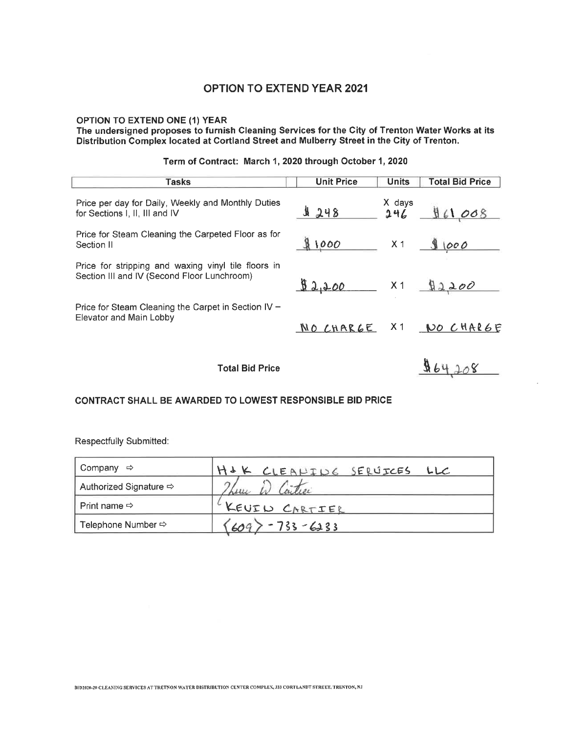# OPTION TO EXTEND YEAR 2021

**OPTION TO EXTEND ONE (1) YEAR**

**The undersigned proposes to furnish Cleaning Services for the City of Trenton Water Works at its Distribution Complex located at Cortland Street and Mulberry Street in the City of Trenton.**

**Term of Contract: March 1, 2020 through October 1, 2020**

| Tasks | Unit Price | Units | Total Bid Price |
|---|---|---|---|
| Price per day for Daily, Weekly and Monthly Duties for Sections I, II, III and IV | $248 | X days 246 | $61,008 |
| Price for Steam Cleaning the Carpeted Floor as for Section II | $1000 | X 1 | $1000 |
| Price for stripping and waxing vinyl tile floors in Section III and IV (Second Floor Lunchroom) | $2,200 | X 1 | $2200 |
| Price for Steam Cleaning the Carpet in Section IV – Elevator and Main Lobby | NO CHARGE | X 1 | NO CHARGE |

**Total Bid Price** $64,208

**CONTRACT SHALL BE AWARDED TO LOWEST RESPONSIBLE BID PRICE**

Respectfully Submitted:

| | |
|---|---|
| Company ⇨ | H & K CLEANING SERVICES LLC |
| Authorized Signature ⇨ | Kevin W Cartier |
| Print name ⇨ | KEVIN CARTIER |
| Telephone Number ⇨ | (609) - 733 - 6233 |

BID2020-20 CLEANING SERVICES AT TRETNON WATER DISTRIBUTION CENTER COMPLEX, 333 CORTLANDT STREET, TRENTON, NJ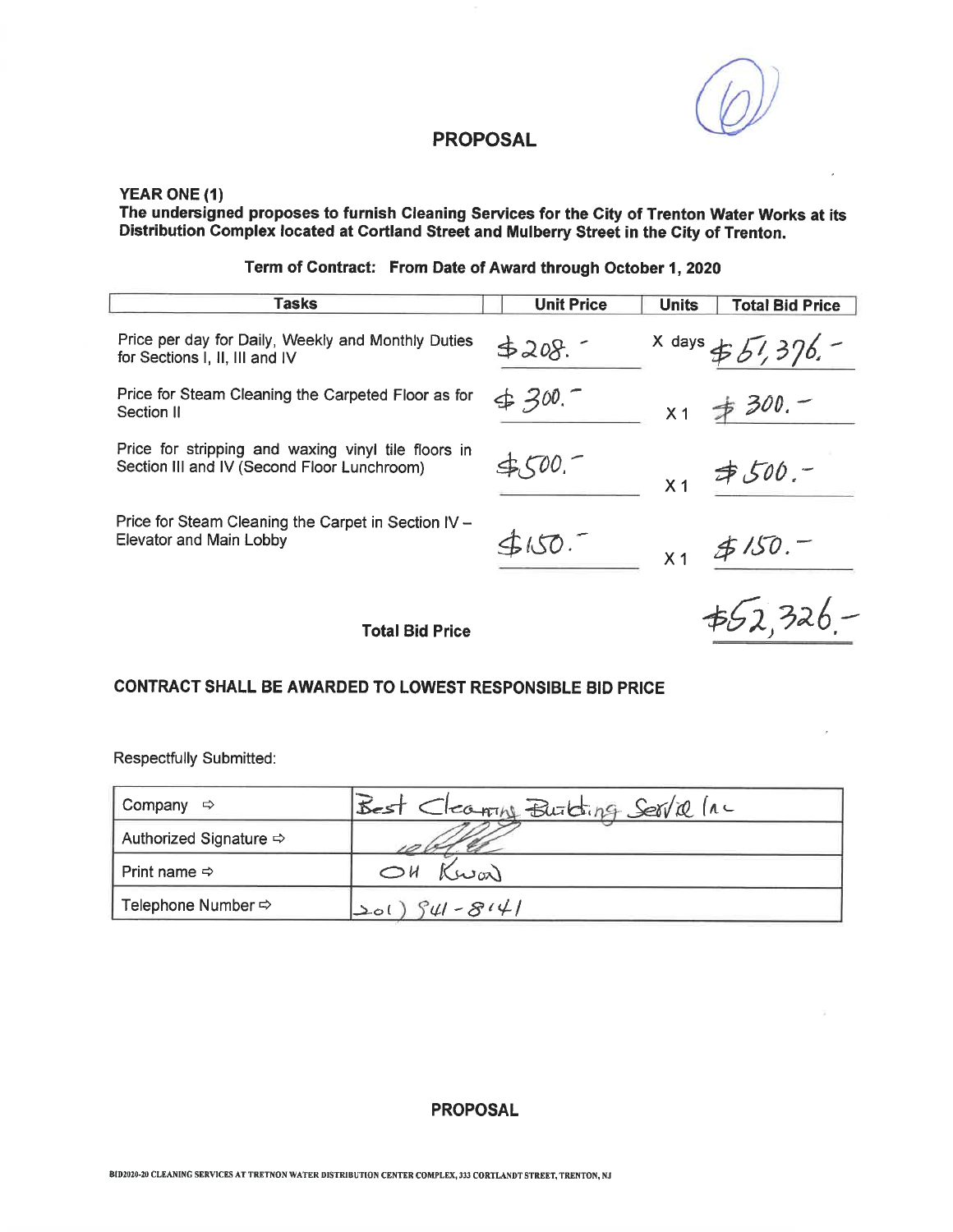(6)

# PROPOSAL

**YEAR ONE (1)**

**The undersigned proposes to furnish Cleaning Services for the City of Trenton Water Works at its Distribution Complex located at Cortland Street and Mulberry Street in the City of Trenton.**

**Term of Contract: From Date of Award through October 1, 2020**

| Tasks | Unit Price | Units | Total Bid Price |
|---|---|---|---|
| Price per day for Daily, Weekly and Monthly Duties for Sections I, II, III and IV | $208.- | X days | $51,376.- |
| Price for Steam Cleaning the Carpeted Floor as for Section II | $300.- | X 1 | $300.- |
| Price for stripping and waxing vinyl tile floors in Section III and IV (Second Floor Lunchroom) | $500.- | X 1 | $500.- |
| Price for Steam Cleaning the Carpet in Section IV – Elevator and Main Lobby | $150.- | X 1 | $150.- |
| **Total Bid Price** | | | $52,326.- |

**CONTRACT SHALL BE AWARDED TO LOWEST RESPONSIBLE BID PRICE**

Respectfully Submitted:

| | |
|---|---|
| Company ⇨ | Best Cleaning Building Service Inc |
| Authorized Signature ⇨ | (signature) |
| Print name ⇨ | OH Kwon |
| Telephone Number ⇨ | 201) 941-8141 |

**PROPOSAL**

BID2020-20 CLEANING SERVICES AT TRETNON WATER DISTRIBUTION CENTER COMPLEX, 333 CORTLANDT STREET, TRENTON, NJ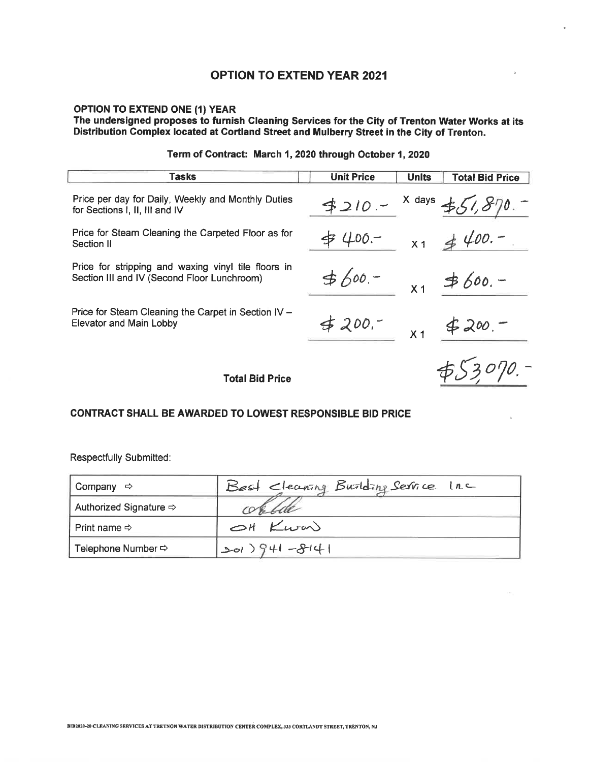# OPTION TO EXTEND YEAR 2021

**OPTION TO EXTEND ONE (1) YEAR**

**The undersigned proposes to furnish Cleaning Services for the City of Trenton Water Works at its Distribution Complex located at Cortland Street and Mulberry Street in the City of Trenton.**

**Term of Contract: March 1, 2020 through October 1, 2020**

| Tasks | Unit Price | Units | Total Bid Price |
|---|---|---|---|
| Price per day for Daily, Weekly and Monthly Duties for Sections I, II, III and IV | $210.- | X days | $51,870.- |
| Price for Steam Cleaning the Carpeted Floor as for Section II | $400.- | X 1 | $400.- |
| Price for stripping and waxing vinyl tile floors in Section III and IV (Second Floor Lunchroom) | $600.- | X 1 | $600.- |
| Price for Steam Cleaning the Carpet in Section IV – Elevator and Main Lobby | $200.- | X 1 | $200.- |
| **Total Bid Price** | | | $53070.- |

**CONTRACT SHALL BE AWARDED TO LOWEST RESPONSIBLE BID PRICE**

Respectfully Submitted:

| | |
|---|---|
| Company ⇨ | Best Cleaning Building Service Inc |
| Authorized Signature ⇨ | (signature) |
| Print name ⇨ | OH Kwon |
| Telephone Number ⇨ | 201) 941-8141 |

BID2020-20 CLEANING SERVICES AT TRETNON WATER DISTRIBUTION CENTER COMPLEX, 333 CORTLANDT STREET, TRENTON, NJ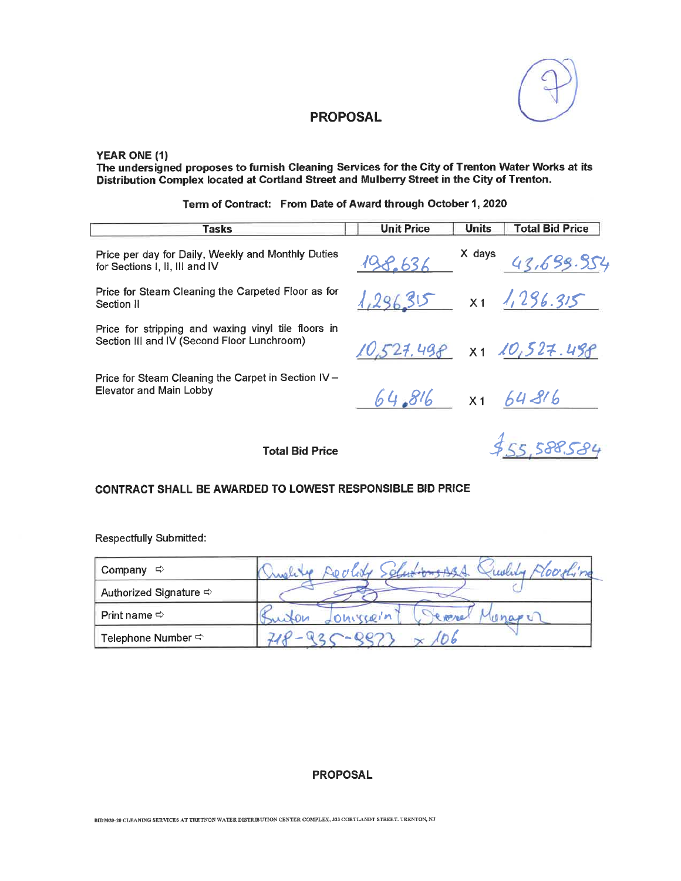9

## PROPOSAL

**YEAR ONE (1)**
**The undersigned proposes to furnish Cleaning Services for the City of Trenton Water Works at its Distribution Complex located at Cortland Street and Mulberry Street in the City of Trenton.**

**Term of Contract: From Date of Award through October 1, 2020**

| Tasks | Unit Price | Units | Total Bid Price |
|---|---|---|---|
| Price per day for Daily, Weekly and Monthly Duties for Sections I, II, III and IV | 198.636 | X days | 43,699.954 |
| Price for Steam Cleaning the Carpeted Floor as for Section II | 1,296.315 | X 1 | 1,296.315 |
| Price for stripping and waxing vinyl tile floors in Section III and IV (Second Floor Lunchroom) | 10,527.498 | X 1 | 10,527.498 |
| Price for Steam Cleaning the Carpet in Section IV – Elevator and Main Lobby | 64.816 | X 1 | 64.816 |
| **Total Bid Price** | | | $55,588.584 |

**CONTRACT SHALL BE AWARDED TO LOWEST RESPONSIBLE BID PRICE**

Respectfully Submitted:

| | |
|---|---|
| Company ⇨ | Quality Facility Solutions dba Quality Flooring |
| Authorized Signature ⇨ | *(signature)* |
| Print name ⇨ | Burton Jonusseim (General Manager) |
| Telephone Number ⇨ | 718-935-9973 x 106 |

**PROPOSAL**

BID2020-20 CLEANING SERVICES AT TRETNON WATER DISTRIBUTION CENTER COMPLEX, 333 CORTLANDT STREET, TRENTON, NJ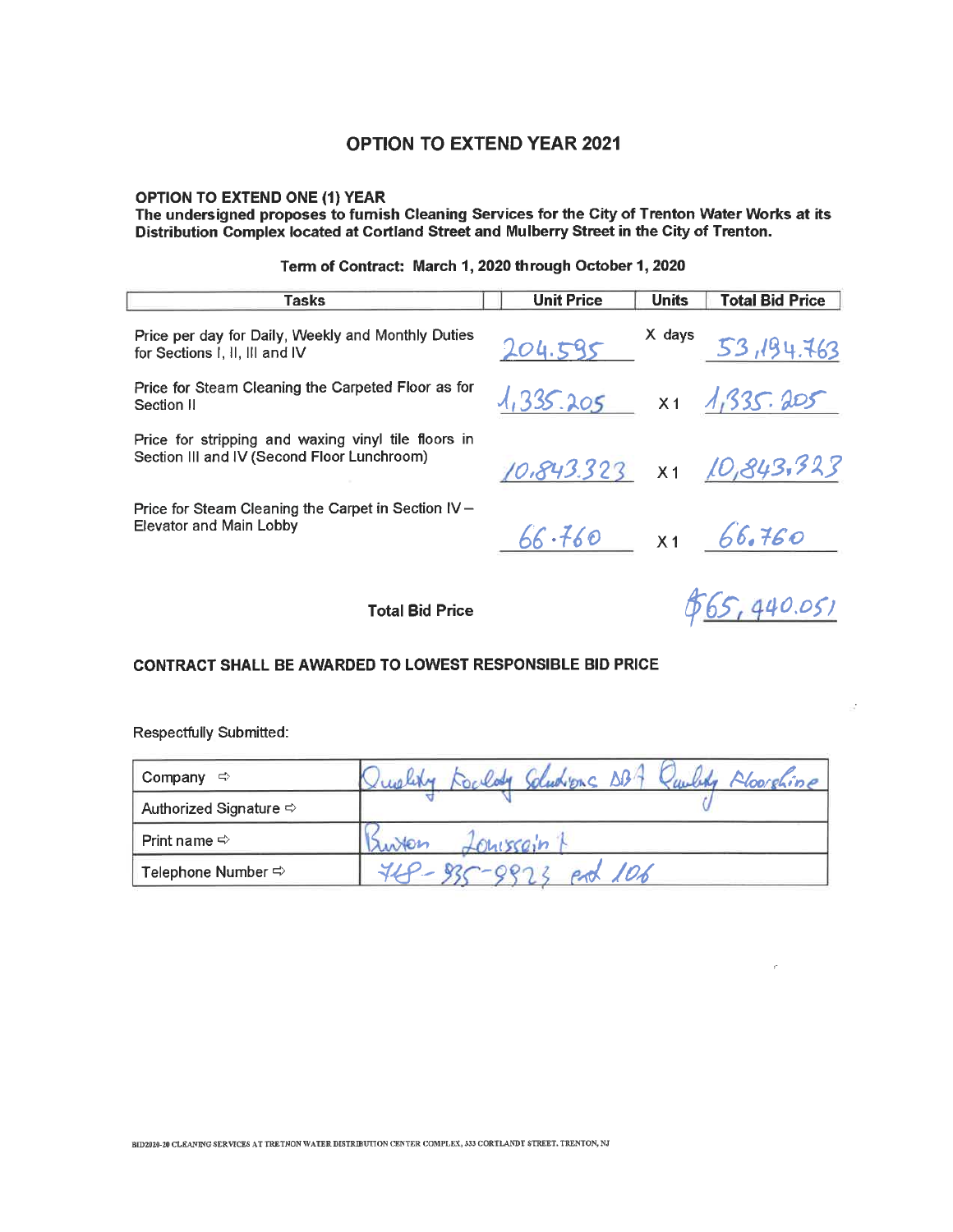# OPTION TO EXTEND YEAR 2021

**OPTION TO EXTEND ONE (1) YEAR**
**The undersigned proposes to furnish Cleaning Services for the City of Trenton Water Works at its Distribution Complex located at Cortland Street and Mulberry Street in the City of Trenton.**

**Term of Contract: March 1, 2020 through October 1, 2020**

| Tasks | Unit Price | Units | Total Bid Price |
|---|---|---|---|
| Price per day for Daily, Weekly and Monthly Duties for Sections I, II, III and IV | 204.595 | X days | 53,194.763 |
| Price for Steam Cleaning the Carpeted Floor as for Section II | 1,335.205 | X 1 | 1,335.205 |
| Price for stripping and waxing vinyl tile floors in Section III and IV (Second Floor Lunchroom) | 10,843.323 | X 1 | 10,843.323 |
| Price for Steam Cleaning the Carpet in Section IV – Elevator and Main Lobby | 66.760 | X 1 | 66.760 |
| **Total Bid Price** | | | $65,440.051 |

**CONTRACT SHALL BE AWARDED TO LOWEST RESPONSIBLE BID PRICE**

Respectfully Submitted:

| | |
|---|---|
| Company ⇨ | Quality Facility Solutions DBA Quality Floorshine |
| Authorized Signature ⇨ | |
| Print name ⇨ | Burton Toussaint |
| Telephone Number ⇨ | 718-935-9923 ext 106 |

BID2020-20 CLEANING SERVICES AT TRETNON WATER DISTRIBUTION CENTER COMPLEX, 333 CORTLANDT STREET, TRENTON, NJ